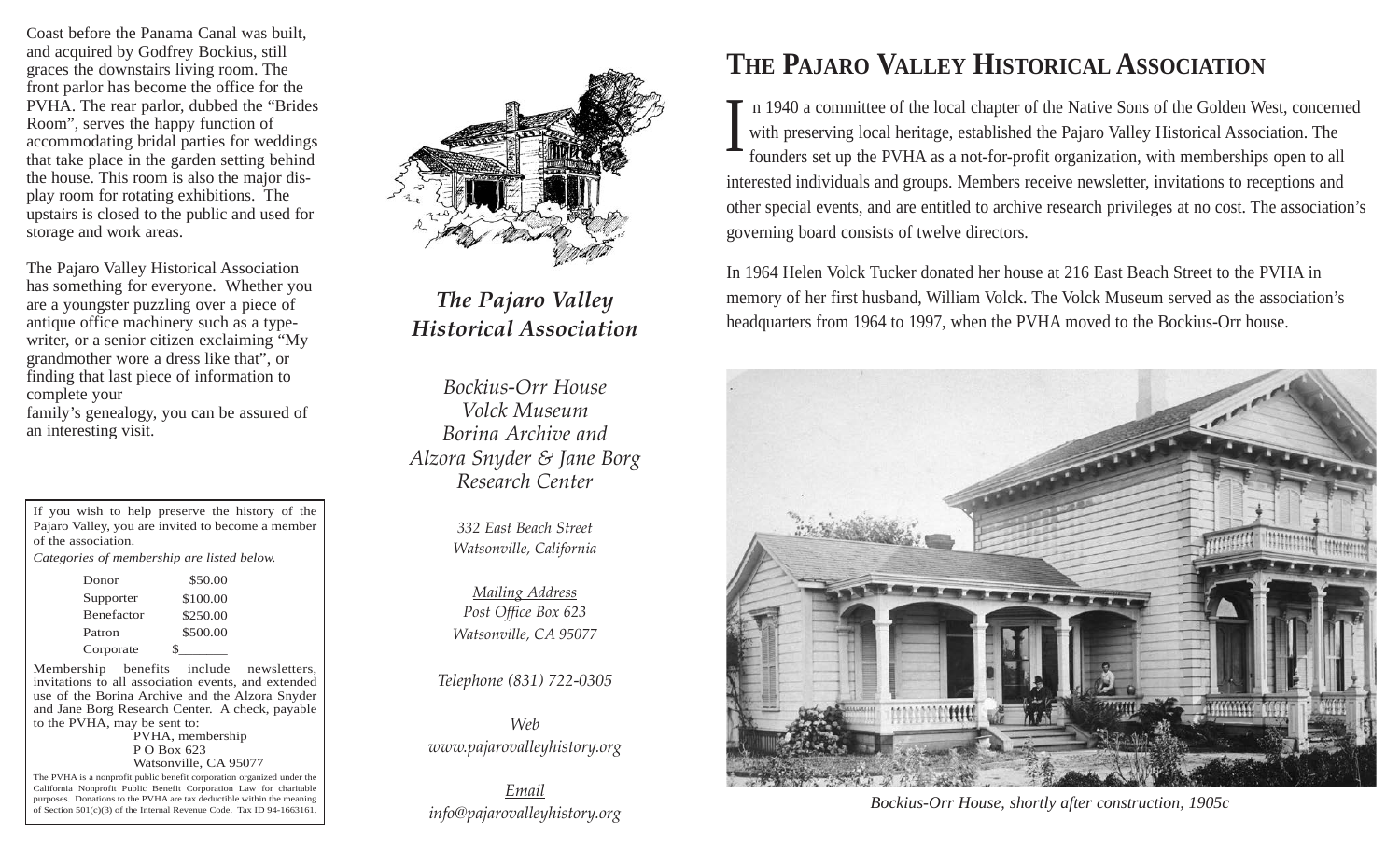Coast before the Panama Canal was built, and acquired by Godfrey Bockius, still graces the downstairs living room. The front parlor has become the office for the PVHA. The rear parlor, dubbed the "Brides Room", serves the happy function of accommodating bridal parties for weddings that take place in the garden setting behind the house. This room is also the major display room for rotating exhibitions. The upstairs is closed to the public and used for storage and work areas.

The Pajaro Valley Historical Association has something for everyone. Whether you are a youngster puzzling over a piece of antique office machinery such as a typewriter, or a senior citizen exclaiming "My grandmother wore a dress like that", or finding that last piece of information to complete your family's genealogy, you can be assured of an interesting visit.

If you wish to help preserve the history of the Pajaro Valley, you are invited to become a member of the association.

*Categories of membership are listed below.*

| Category | Amount |
|---|---|
| Donor | $50.00 |
| Supporter | $100.00 |
| Benefactor | $250.00 |
| Patron | $500.00 |
| Corporate | $______ |

Membership benefits include newsletters, invitations to all association events, and extended use of the Borina Archive and the Alzora Snyder and Jane Borg Research Center. A check, payable to the PVHA, may be sent to:

PVHA, membership
P O Box 623
Watsonville, CA 95077

The PVHA is a nonprofit public benefit corporation organized under the California Nonprofit Public Benefit Corporation Law for charitable purposes. Donations to the PVHA are tax deductible within the meaning of Section 501(c)(3) of the Internal Revenue Code. Tax ID 94-1663161.

## *The Pajaro Valley Historical Association*

*Bockius-Orr House*
*Volck Museum*
*Borina Archive and*
*Alzora Snyder & Jane Borg Research Center*

*332 East Beach Street*
*Watsonville, California*

*Mailing Address*
*Post Office Box 623*
*Watsonville, CA 95077*

*Telephone (831) 722-0305*

*Web*
*www.pajarovalleyhistory.org*

*Email*
*info@pajarovalleyhistory.org*

# The Pajaro Valley Historical Association

In 1940 a committee of the local chapter of the Native Sons of the Golden West, concerned with preserving local heritage, established the Pajaro Valley Historical Association. The founders set up the PVHA as a not-for-profit organization, with memberships open to all interested individuals and groups. Members receive newsletter, invitations to receptions and other special events, and are entitled to archive research privileges at no cost. The association's governing board consists of twelve directors.

In 1964 Helen Volck Tucker donated her house at 216 East Beach Street to the PVHA in memory of her first husband, William Volck. The Volck Museum served as the association's headquarters from 1964 to 1997, when the PVHA moved to the Bockius-Orr house.

*Bockius-Orr House, shortly after construction, 1905c*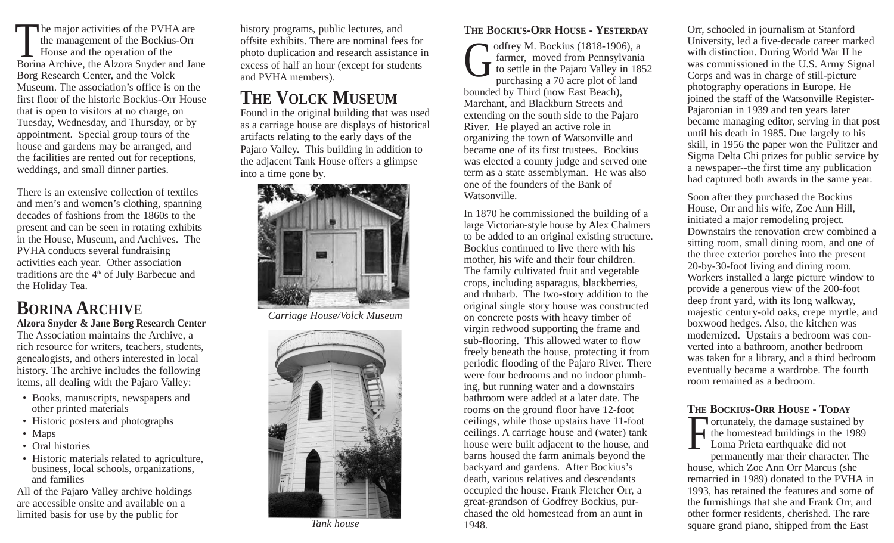The major activities of the PVHA are the management of the Bockius-Orr House and the operation of the Borina Archive, the Alzora Snyder and Jane Borg Research Center, and the Volck Museum. The association's office is on the first floor of the historic Bockius-Orr House that is open to visitors at no charge, on Tuesday, Wednesday, and Thursday, or by appointment. Special group tours of the house and gardens may be arranged, and the facilities are rented out for receptions, weddings, and small dinner parties.

There is an extensive collection of textiles and men's and women's clothing, spanning decades of fashions from the 1860s to the present and can be seen in rotating exhibits in the House, Museum, and Archives. The PVHA conducts several fundraising activities each year. Other association traditions are the 4th of July Barbecue and the Holiday Tea.

## Borina Archive

**Alzora Snyder & Jane Borg Research Center**

The Association maintains the Archive, a rich resource for writers, teachers, students, genealogists, and others interested in local history. The archive includes the following items, all dealing with the Pajaro Valley:

- Books, manuscripts, newspapers and other printed materials
- Historic posters and photographs
- Maps
- Oral histories
- Historic materials related to agriculture, business, local schools, organizations, and families

All of the Pajaro Valley archive holdings are accessible onsite and available on a limited basis for use by the public for history programs, public lectures, and offsite exhibits. There are nominal fees for photo duplication and research assistance in excess of half an hour (except for students and PVHA members).

## The Volck Museum

Found in the original building that was used as a carriage house are displays of historical artifacts relating to the early days of the Pajaro Valley. This building in addition to the adjacent Tank House offers a glimpse into a time gone by.

*Carriage House/Volck Museum*

*Tank house*

### The Bockius-Orr House - Yesterday

Godfrey M. Bockius (1818-1906), a farmer, moved from Pennsylvania to settle in the Pajaro Valley in 1852 purchasing a 70 acre plot of land bounded by Third (now East Beach), Marchant, and Blackburn Streets and extending on the south side to the Pajaro River. He played an active role in organizing the town of Watsonville and became one of its first trustees. Bockius was elected a county judge and served one term as a state assemblyman. He was also one of the founders of the Bank of Watsonville.

In 1870 he commissioned the building of a large Victorian-style house by Alex Chalmers to be added to an original existing structure. Bockius continued to live there with his mother, his wife and their four children. The family cultivated fruit and vegetable crops, including asparagus, blackberries, and rhubarb. The two-story addition to the original single story house was constructed on concrete posts with heavy timber of virgin redwood supporting the frame and sub-flooring. This allowed water to flow freely beneath the house, protecting it from periodic flooding of the Pajaro River. There were four bedrooms and no indoor plumbing, but running water and a downstairs bathroom were added at a later date. The rooms on the ground floor have 12-foot ceilings, while those upstairs have 11-foot ceilings. A carriage house and (water) tank house were built adjacent to the house, and barns housed the farm animals beyond the backyard and gardens. After Bockius's death, various relatives and descendants occupied the house. Frank Fletcher Orr, a great-grandson of Godfrey Bockius, purchased the old homestead from an aunt in 1948.

Orr, schooled in journalism at Stanford University, led a five-decade career marked with distinction. During World War II he was commissioned in the U.S. Army Signal Corps and was in charge of still-picture photography operations in Europe. He joined the staff of the Watsonville Register-Pajaronian in 1939 and ten years later became managing editor, serving in that post until his death in 1985. Due largely to his skill, in 1956 the paper won the Pulitzer and Sigma Delta Chi prizes for public service by a newspaper--the first time any publication had captured both awards in the same year.

Soon after they purchased the Bockius House, Orr and his wife, Zoe Ann Hill, initiated a major remodeling project. Downstairs the renovation crew combined a sitting room, small dining room, and one of the three exterior porches into the present 20-by-30-foot living and dining room. Workers installed a large picture window to provide a generous view of the 200-foot deep front yard, with its long walkway, majestic century-old oaks, crepe myrtle, and boxwood hedges. Also, the kitchen was modernized. Upstairs a bedroom was converted into a bathroom, another bedroom was taken for a library, and a third bedroom eventually became a wardrobe. The fourth room remained as a bedroom.

### The Bockius-Orr House - Today

Fortunately, the damage sustained by the homestead buildings in the 1989 Loma Prieta earthquake did not permanently mar their character. The house, which Zoe Ann Orr Marcus (she remarried in 1989) donated to the PVHA in 1993, has retained the features and some of the furnishings that she and Frank Orr, and other former residents, cherished. The rare square grand piano, shipped from the East